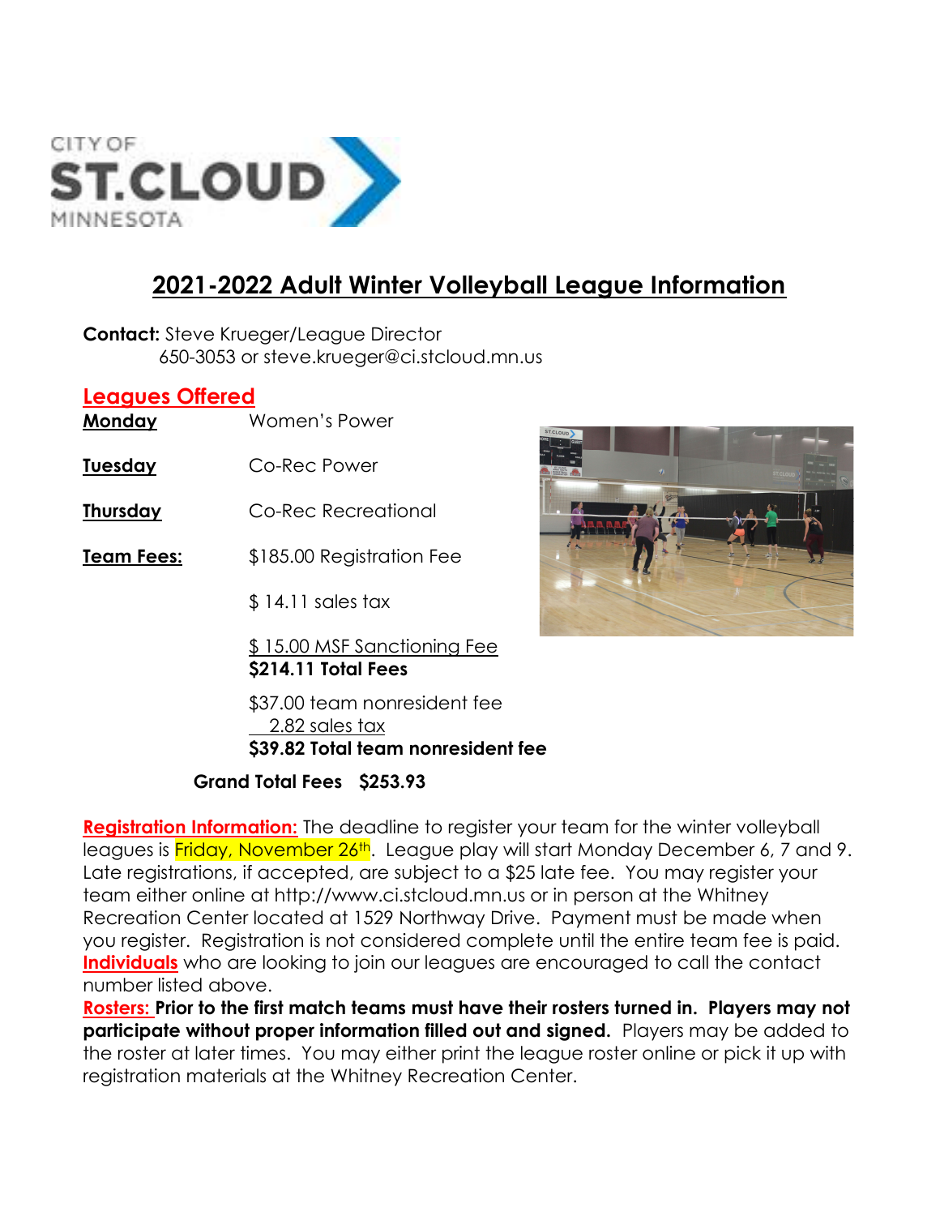# 2021-2022 Adult Winter Volleyball League Information

**Contact:** Steve Krueger/League Director
650-3053 or steve.krueger@ci.stcloud.mn.us

## Leagues Offered

**Monday** Women's Power

**Tuesday** Co-Rec Power

**Thursday** Co-Rec Recreational

**Team Fees:** $185.00 Registration Fee

$ 14.11 sales tax

$ 15.00 MSF Sanctioning Fee
**$214.11 Total Fees**

$37.00 team nonresident fee
2.82 sales tax
**$39.82 Total team nonresident fee**

**Grand Total Fees $253.93**

**Registration Information:** The deadline to register your team for the winter volleyball leagues is Friday, November 26th. League play will start Monday December 6, 7 and 9. Late registrations, if accepted, are subject to a $25 late fee. You may register your team either online at http://www.ci.stcloud.mn.us or in person at the Whitney Recreation Center located at 1529 Northway Drive. Payment must be made when you register. Registration is not considered complete until the entire team fee is paid. **Individuals** who are looking to join our leagues are encouraged to call the contact number listed above.

**Rosters: Prior to the first match teams must have their rosters turned in. Players may not participate without proper information filled out and signed.** Players may be added to the roster at later times. You may either print the league roster online or pick it up with registration materials at the Whitney Recreation Center.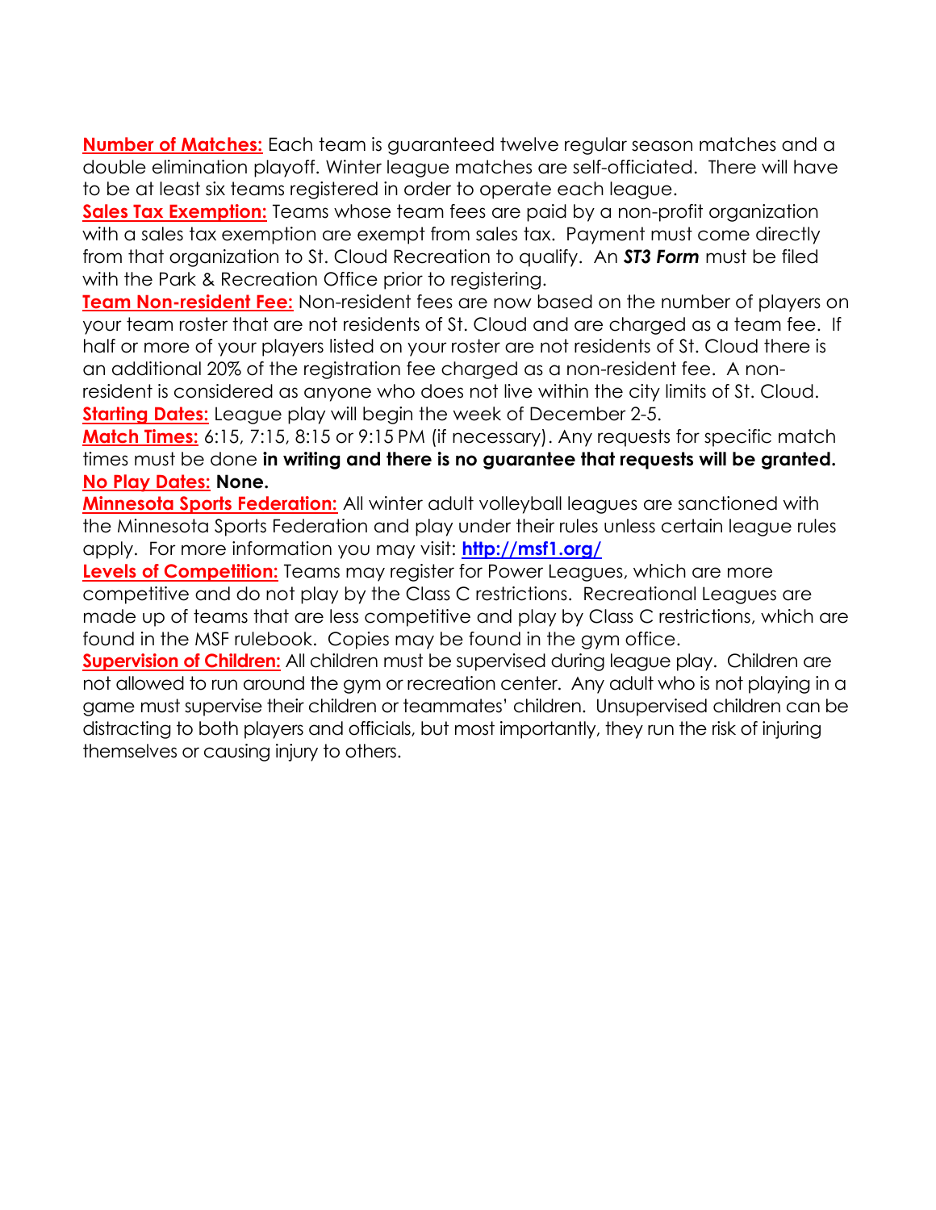**Number of Matches:** Each team is guaranteed twelve regular season matches and a double elimination playoff. Winter league matches are self-officiated. There will have to be at least six teams registered in order to operate each league.
**Sales Tax Exemption:** Teams whose team fees are paid by a non-profit organization with a sales tax exemption are exempt from sales tax. Payment must come directly from that organization to St. Cloud Recreation to qualify. An ***ST3 Form*** must be filed with the Park & Recreation Office prior to registering.
**Team Non-resident Fee:** Non-resident fees are now based on the number of players on your team roster that are not residents of St. Cloud and are charged as a team fee. If half or more of your players listed on your roster are not residents of St. Cloud there is an additional 20% of the registration fee charged as a non-resident fee. A non-resident is considered as anyone who does not live within the city limits of St. Cloud.
**Starting Dates:** League play will begin the week of December 2-5.
**Match Times:** 6:15, 7:15, 8:15 or 9:15 PM (if necessary). Any requests for specific match times must be done **in writing and there is no guarantee that requests will be granted.**
**No Play Dates:** **None.**
**Minnesota Sports Federation:** All winter adult volleyball leagues are sanctioned with the Minnesota Sports Federation and play under their rules unless certain league rules apply. For more information you may visit: **[http://msf1.org/](http://msf1.org/)**
**Levels of Competition:** Teams may register for Power Leagues, which are more competitive and do not play by the Class C restrictions. Recreational Leagues are made up of teams that are less competitive and play by Class C restrictions, which are found in the MSF rulebook. Copies may be found in the gym office.
**Supervision of Children:** All children must be supervised during league play. Children are not allowed to run around the gym or recreation center. Any adult who is not playing in a game must supervise their children or teammates' children. Unsupervised children can be distracting to both players and officials, but most importantly, they run the risk of injuring themselves or causing injury to others.